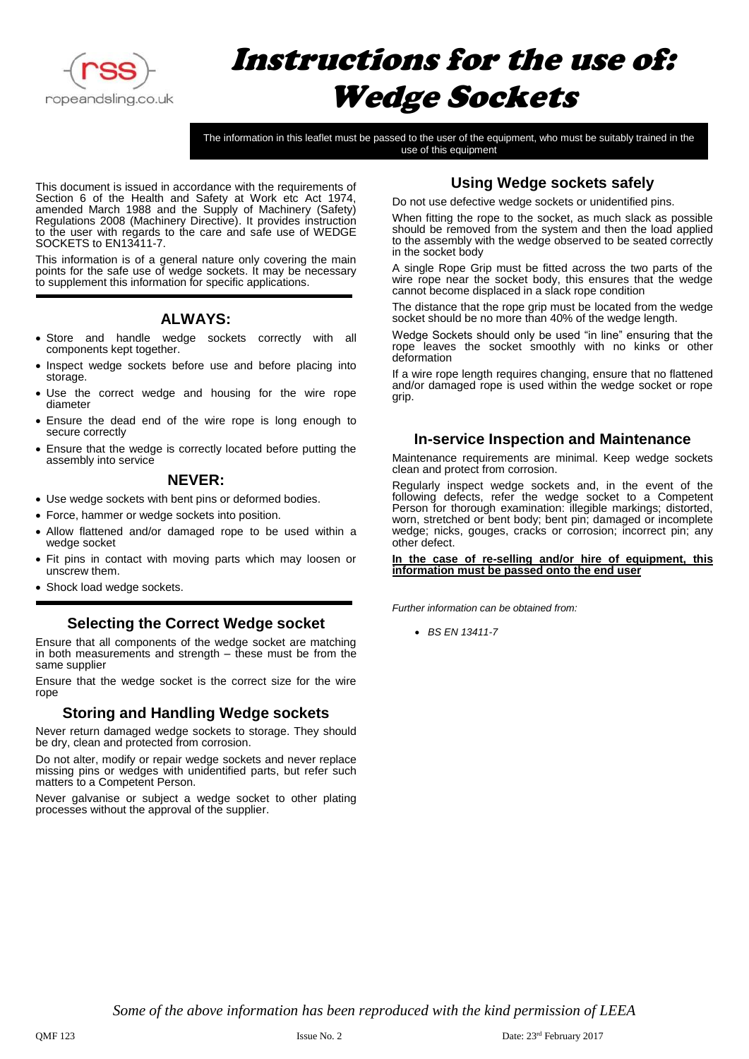# Instructions for the use of: Wedge Sockets

The information in this leaflet must be passed to the user of the equipment, who must be suitably trained in the use of this equipment

This document is issued in accordance with the requirements of Section 6 of the Health and Safety at Work etc Act 1974, amended March 1988 and the Supply of Machinery (Safety) Regulations 2008 (Machinery Directive). It provides instruction to the user with regards to the care and safe use of WEDGE SOCKETS to EN13411-7.

This information is of a general nature only covering the main points for the safe use of wedge sockets. It may be necessary to supplement this information for specific applications.

## ALWAYS:

- Store and handle wedge sockets correctly with all components kept together.
- Inspect wedge sockets before use and before placing into storage.
- Use the correct wedge and housing for the wire rope diameter
- Ensure the dead end of the wire rope is long enough to secure correctly
- Ensure that the wedge is correctly located before putting the assembly into service

## NEVER:

- Use wedge sockets with bent pins or deformed bodies.
- Force, hammer or wedge sockets into position.
- Allow flattened and/or damaged rope to be used within a wedge socket
- Fit pins in contact with moving parts which may loosen or unscrew them.
- Shock load wedge sockets.

## Selecting the Correct Wedge socket

Ensure that all components of the wedge socket are matching in both measurements and strength – these must be from the same supplier

Ensure that the wedge socket is the correct size for the wire rope

## Storing and Handling Wedge sockets

Never return damaged wedge sockets to storage. They should be dry, clean and protected from corrosion.

Do not alter, modify or repair wedge sockets and never replace missing pins or wedges with unidentified parts, but refer such matters to a Competent Person.

Never galvanise or subject a wedge socket to other plating processes without the approval of the supplier.

## Using Wedge sockets safely

Do not use defective wedge sockets or unidentified pins.

When fitting the rope to the socket, as much slack as possible should be removed from the system and then the load applied to the assembly with the wedge observed to be seated correctly in the socket body

A single Rope Grip must be fitted across the two parts of the wire rope near the socket body, this ensures that the wedge cannot become displaced in a slack rope condition

The distance that the rope grip must be located from the wedge socket should be no more than 40% of the wedge length.

Wedge Sockets should only be used "in line" ensuring that the rope leaves the socket smoothly with no kinks or other deformation

If a wire rope length requires changing, ensure that no flattened and/or damaged rope is used within the wedge socket or rope grip.

## In-service Inspection and Maintenance

Maintenance requirements are minimal. Keep wedge sockets clean and protect from corrosion.

Regularly inspect wedge sockets and, in the event of the following defects, refer the wedge socket to a Competent Person for thorough examination: illegible markings; distorted, worn, stretched or bent body; bent pin; damaged or incomplete wedge; nicks, gouges, cracks or corrosion; incorrect pin; any other defect.

**In the case of re-selling and/or hire of equipment, this information must be passed onto the end user**

*Further information can be obtained from:*

- *BS EN 13411-7*

*Some of the above information has been reproduced with the kind permission of LEEA*

QMF 123 Issue No. 2 Date: 23rd February 2017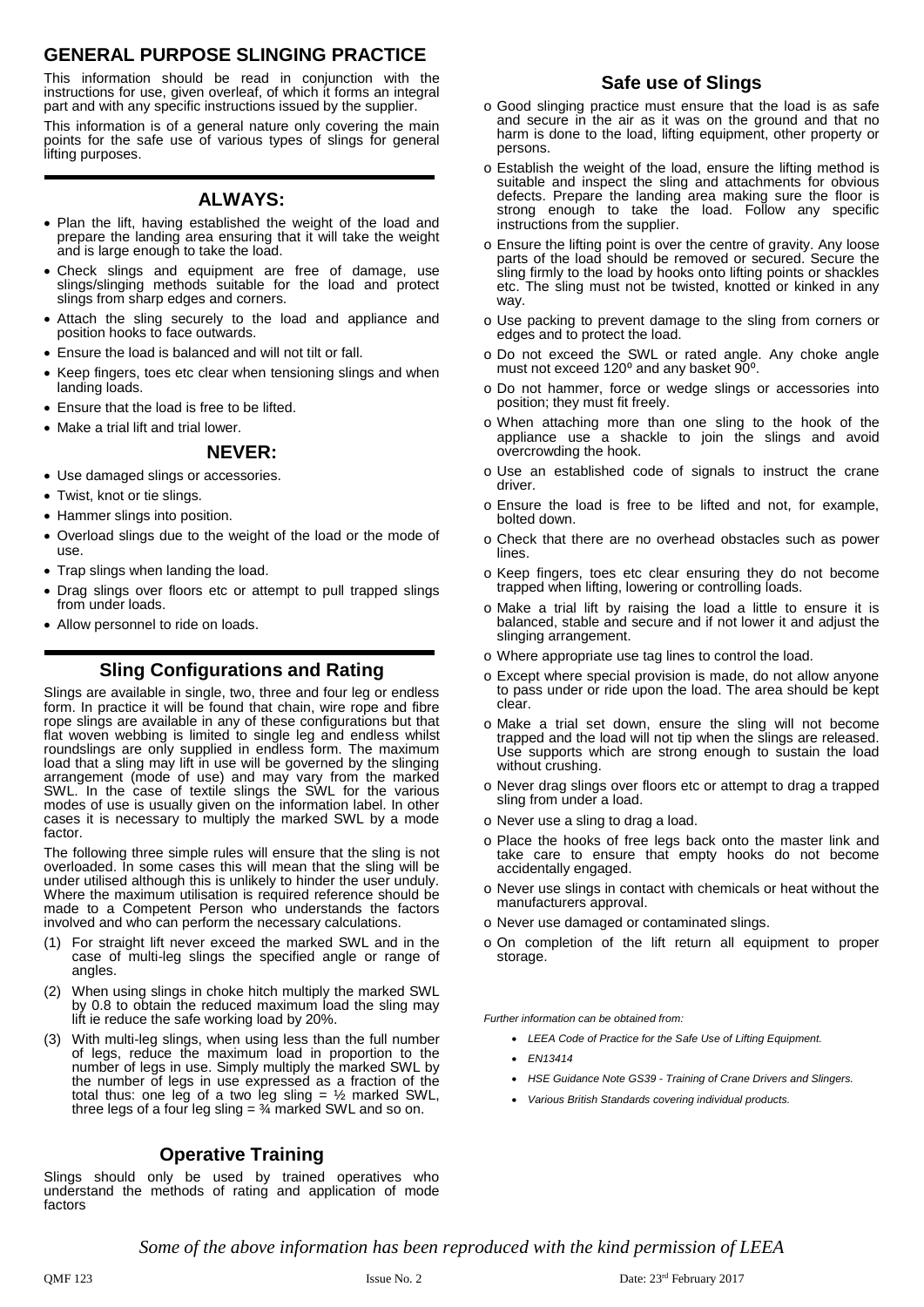# GENERAL PURPOSE SLINGING PRACTICE

This information should be read in conjunction with the instructions for use, given overleaf, of which it forms an integral part and with any specific instructions issued by the supplier.

This information is of a general nature only covering the main points for the safe use of various types of slings for general lifting purposes.

## ALWAYS:

- Plan the lift, having established the weight of the load and prepare the landing area ensuring that it will take the weight and is large enough to take the load.
- Check slings and equipment are free of damage, use slings/slinging methods suitable for the load and protect slings from sharp edges and corners.
- Attach the sling securely to the load and appliance and position hooks to face outwards.
- Ensure the load is balanced and will not tilt or fall.
- Keep fingers, toes etc clear when tensioning slings and when landing loads.
- Ensure that the load is free to be lifted.
- Make a trial lift and trial lower.

## NEVER:

- Use damaged slings or accessories.
- Twist, knot or tie slings.
- Hammer slings into position.
- Overload slings due to the weight of the load or the mode of use.
- Trap slings when landing the load.
- Drag slings over floors etc or attempt to pull trapped slings from under loads.
- Allow personnel to ride on loads.

## Sling Configurations and Rating

Slings are available in single, two, three and four leg or endless form. In practice it will be found that chain, wire rope and fibre rope slings are available in any of these configurations but that flat woven webbing is limited to single leg and endless whilst roundslings are only supplied in endless form. The maximum load that a sling may lift in use will be governed by the slinging arrangement (mode of use) and may vary from the marked SWL. In the case of textile slings the SWL for the various modes of use is usually given on the information label. In other cases it is necessary to multiply the marked SWL by a mode factor.

The following three simple rules will ensure that the sling is not overloaded. In some cases this will mean that the sling will be under utilised although this is unlikely to hinder the user unduly. Where the maximum utilisation is required reference should be made to a Competent Person who understands the factors involved and who can perform the necessary calculations.

1. For straight lift never exceed the marked SWL and in the case of multi-leg slings the specified angle or range of angles.
2. When using slings in choke hitch multiply the marked SWL by 0.8 to obtain the reduced maximum load the sling may lift ie reduce the safe working load by 20%.
3. With multi-leg slings, when using less than the full number of legs, reduce the maximum load in proportion to the number of legs in use. Simply multiply the marked SWL by the number of legs in use expressed as a fraction of the total thus: one leg of a two leg sling = ½ marked SWL, three legs of a four leg sling = ¾ marked SWL and so on.

## Operative Training

Slings should only be used by trained operatives who understand the methods of rating and application of mode factors

## Safe use of Slings

- Good slinging practice must ensure that the load is as safe and secure in the air as it was on the ground and that no harm is done to the load, lifting equipment, other property or persons.
- Establish the weight of the load, ensure the lifting method is suitable and inspect the sling and attachments for obvious defects. Prepare the landing area making sure the floor is strong enough to take the load. Follow any specific instructions from the supplier.
- Ensure the lifting point is over the centre of gravity. Any loose parts of the load should be removed or secured. Secure the sling firmly to the load by hooks onto lifting points or shackles etc. The sling must not be twisted, knotted or kinked in any way.
- Use packing to prevent damage to the sling from corners or edges and to protect the load.
- Do not exceed the SWL or rated angle. Any choke angle must not exceed 120º and any basket 90º.
- Do not hammer, force or wedge slings or accessories into position; they must fit freely.
- When attaching more than one sling to the hook of the appliance use a shackle to join the slings and avoid overcrowding the hook.
- Use an established code of signals to instruct the crane driver.
- Ensure the load is free to be lifted and not, for example, bolted down.
- Check that there are no overhead obstacles such as power lines.
- Keep fingers, toes etc clear ensuring they do not become trapped when lifting, lowering or controlling loads.
- Make a trial lift by raising the load a little to ensure it is balanced, stable and secure and if not lower it and adjust the slinging arrangement.
- Where appropriate use tag lines to control the load.
- Except where special provision is made, do not allow anyone to pass under or ride upon the load. The area should be kept clear.
- Make a trial set down, ensure the sling will not become trapped and the load will not tip when the slings are released. Use supports which are strong enough to sustain the load without crushing.
- Never drag slings over floors etc or attempt to drag a trapped sling from under a load.
- Never use a sling to drag a load.
- Place the hooks of free legs back onto the master link and take care to ensure that empty hooks do not become accidentally engaged.
- Never use slings in contact with chemicals or heat without the manufacturers approval.
- Never use damaged or contaminated slings.
- On completion of the lift return all equipment to proper storage.

*Further information can be obtained from:*

- *LEEA Code of Practice for the Safe Use of Lifting Equipment.*
- *EN13414*
- *HSE Guidance Note GS39 - Training of Crane Drivers and Slingers.*
- *Various British Standards covering individual products.*

*Some of the above information has been reproduced with the kind permission of LEEA*

QMF 123 Issue No. 2 Date: 23rd February 2017